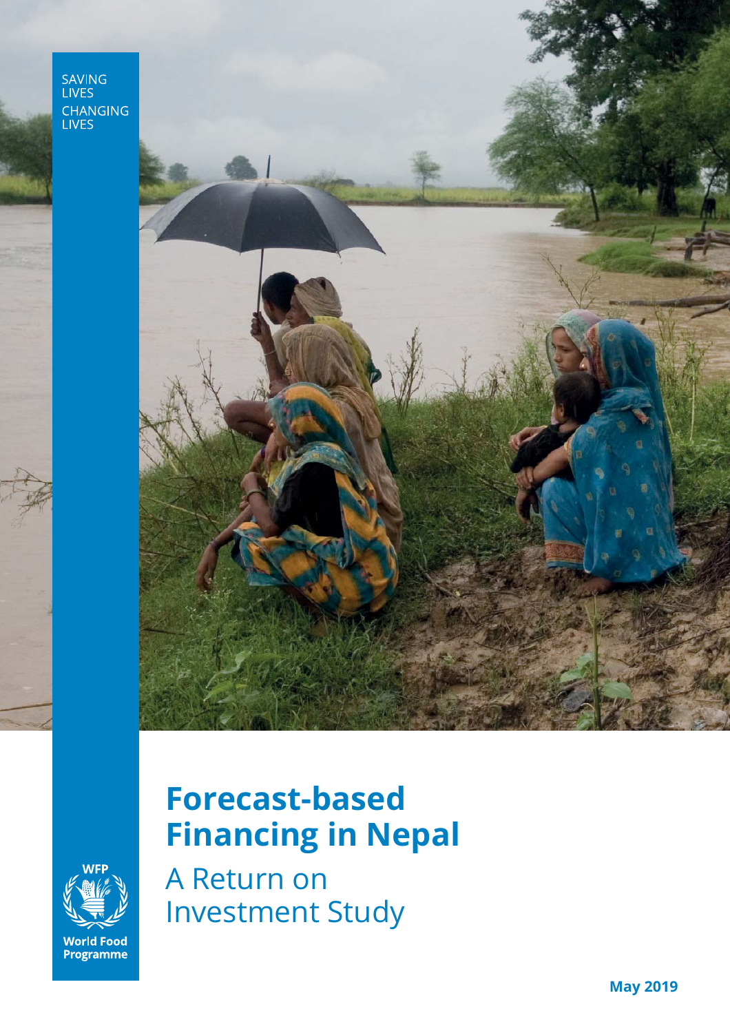SAVING LIVES
CHANGING LIVES

# Forecast-based Financing in Nepal

## A Return on Investment Study

World Food Programme

May 2019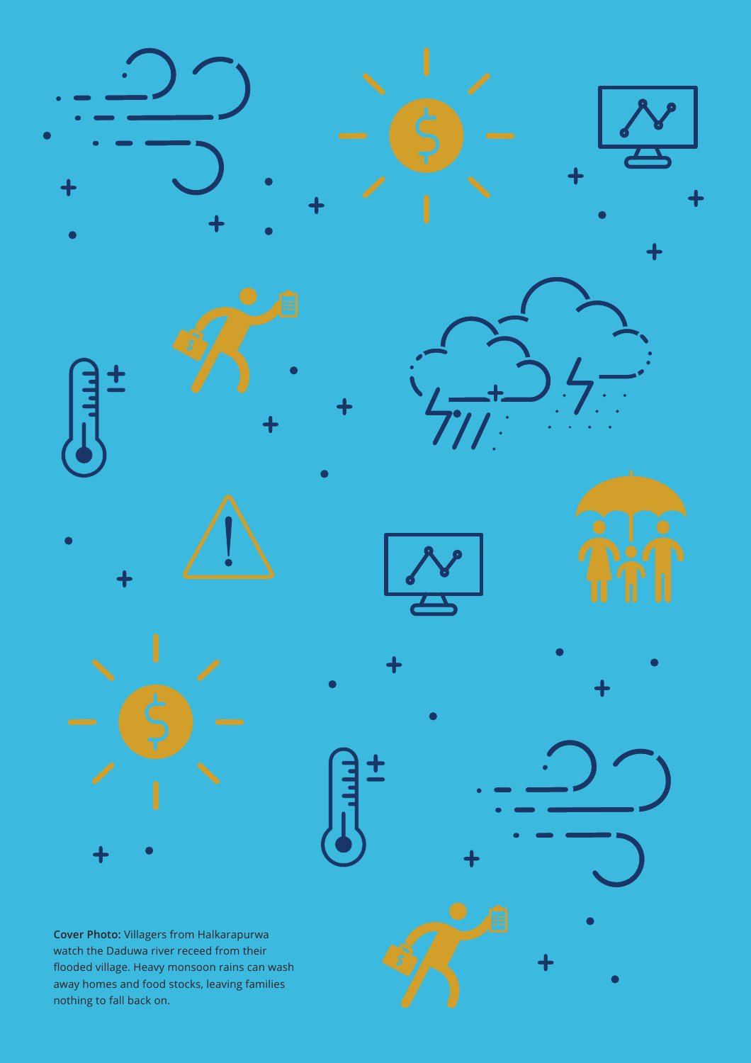**Cover Photo:** Villagers from Halkarapurwa watch the Daduwa river receed from their flooded village. Heavy monsoon rains can wash away homes and food stocks, leaving families nothing to fall back on.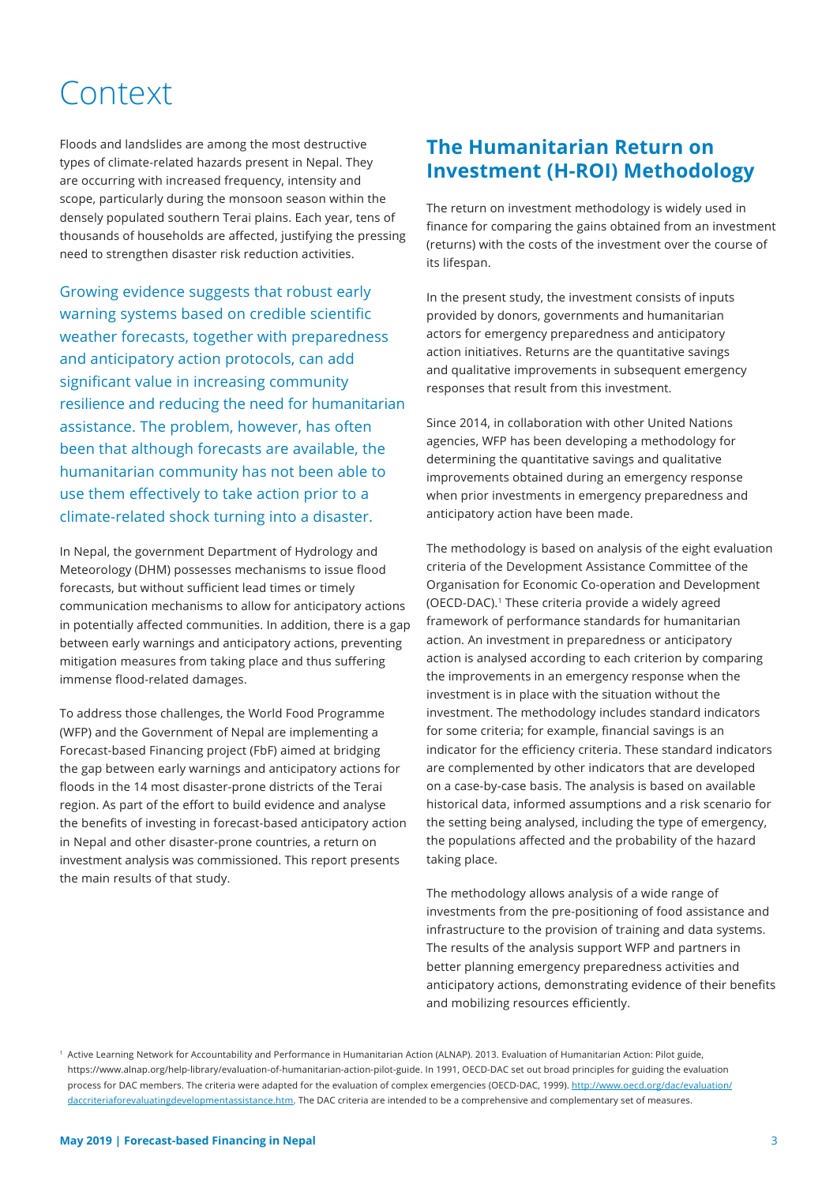# Context

Floods and landslides are among the most destructive types of climate-related hazards present in Nepal. They are occurring with increased frequency, intensity and scope, particularly during the monsoon season within the densely populated southern Terai plains. Each year, tens of thousands of households are affected, justifying the pressing need to strengthen disaster risk reduction activities.

Growing evidence suggests that robust early warning systems based on credible scientific weather forecasts, together with preparedness and anticipatory action protocols, can add significant value in increasing community resilience and reducing the need for humanitarian assistance. The problem, however, has often been that although forecasts are available, the humanitarian community has not been able to use them effectively to take action prior to a climate-related shock turning into a disaster.

In Nepal, the government Department of Hydrology and Meteorology (DHM) possesses mechanisms to issue flood forecasts, but without sufficient lead times or timely communication mechanisms to allow for anticipatory actions in potentially affected communities. In addition, there is a gap between early warnings and anticipatory actions, preventing mitigation measures from taking place and thus suffering immense flood-related damages.

To address those challenges, the World Food Programme (WFP) and the Government of Nepal are implementing a Forecast-based Financing project (FbF) aimed at bridging the gap between early warnings and anticipatory actions for floods in the 14 most disaster-prone districts of the Terai region. As part of the effort to build evidence and analyse the benefits of investing in forecast-based anticipatory action in Nepal and other disaster-prone countries, a return on investment analysis was commissioned. This report presents the main results of that study.

## The Humanitarian Return on Investment (H-ROI) Methodology

The return on investment methodology is widely used in finance for comparing the gains obtained from an investment (returns) with the costs of the investment over the course of its lifespan.

In the present study, the investment consists of inputs provided by donors, governments and humanitarian actors for emergency preparedness and anticipatory action initiatives. Returns are the quantitative savings and qualitative improvements in subsequent emergency responses that result from this investment.

Since 2014, in collaboration with other United Nations agencies, WFP has been developing a methodology for determining the quantitative savings and qualitative improvements obtained during an emergency response when prior investments in emergency preparedness and anticipatory action have been made.

The methodology is based on analysis of the eight evaluation criteria of the Development Assistance Committee of the Organisation for Economic Co-operation and Development (OECD-DAC).[1] These criteria provide a widely agreed framework of performance standards for humanitarian action. An investment in preparedness or anticipatory action is analysed according to each criterion by comparing the improvements in an emergency response when the investment is in place with the situation without the investment. The methodology includes standard indicators for some criteria; for example, financial savings is an indicator for the efficiency criteria. These standard indicators are complemented by other indicators that are developed on a case-by-case basis. The analysis is based on available historical data, informed assumptions and a risk scenario for the setting being analysed, including the type of emergency, the populations affected and the probability of the hazard taking place.

The methodology allows analysis of a wide range of investments from the pre-positioning of food assistance and infrastructure to the provision of training and data systems. The results of the analysis support WFP and partners in better planning emergency preparedness activities and anticipatory actions, demonstrating evidence of their benefits and mobilizing resources efficiently.

[1] Active Learning Network for Accountability and Performance in Humanitarian Action (ALNAP). 2013. Evaluation of Humanitarian Action: Pilot guide, https://www.alnap.org/help-library/evaluation-of-humanitarian-action-pilot-guide. In 1991, OECD-DAC set out broad principles for guiding the evaluation process for DAC members. The criteria were adapted for the evaluation of complex emergencies (OECD-DAC, 1999). http://www.oecd.org/dac/evaluation/daccriteriaforevaluatingdevelopmentassistance.htm. The DAC criteria are intended to be a comprehensive and complementary set of measures.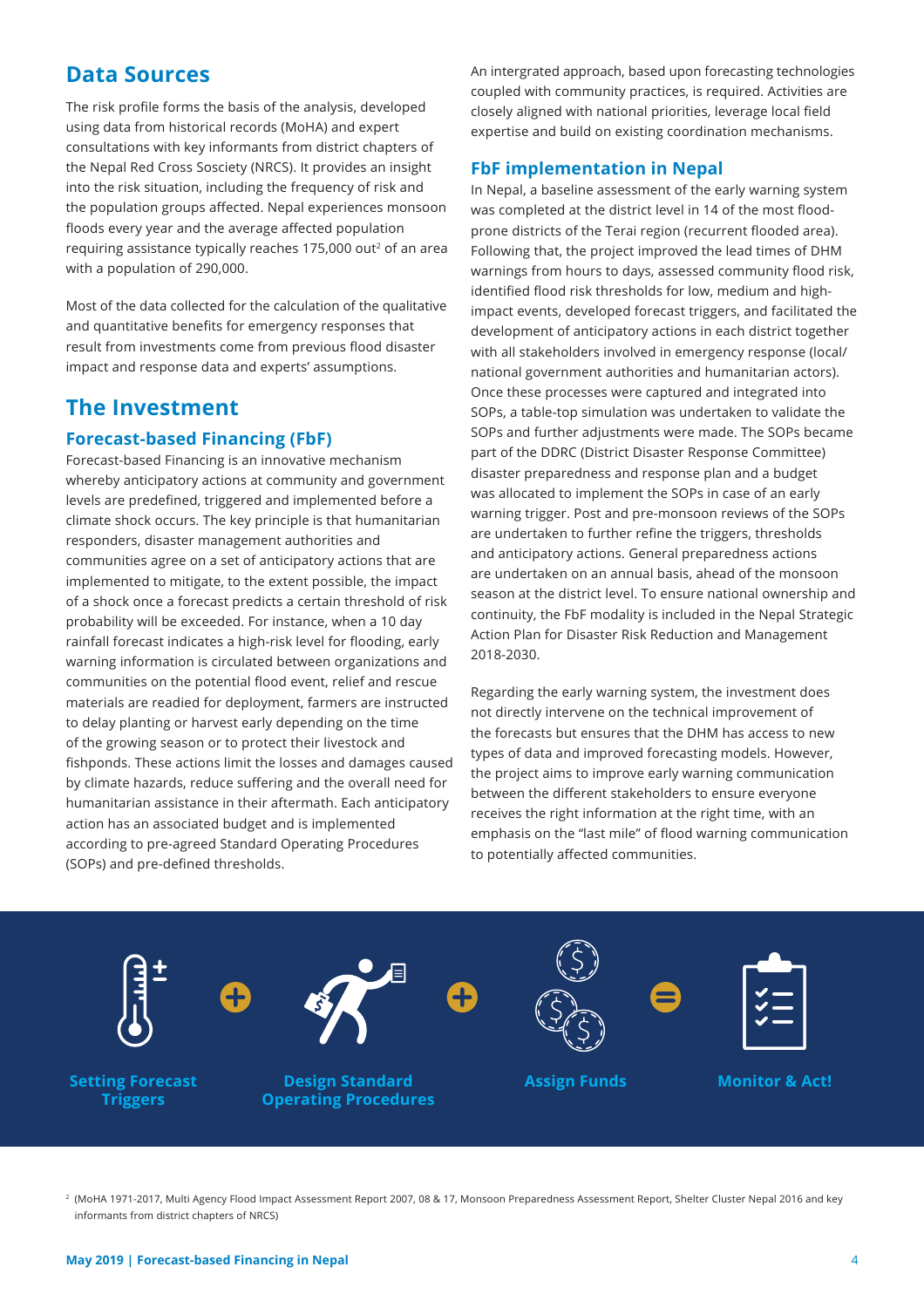## Data Sources

The risk profile forms the basis of the analysis, developed using data from historical records (MoHA) and expert consultations with key informants from district chapters of the Nepal Red Cross Sosciety (NRCS). It provides an insight into the risk situation, including the frequency of risk and the population groups affected. Nepal experiences monsoon floods every year and the average affected population requiring assistance typically reaches 175,000 out[2] of an area with a population of 290,000.

Most of the data collected for the calculation of the qualitative and quantitative benefits for emergency responses that result from investments come from previous flood disaster impact and response data and experts' assumptions.

## The Investment

### Forecast-based Financing (FbF)

Forecast-based Financing is an innovative mechanism whereby anticipatory actions at community and government levels are predefined, triggered and implemented before a climate shock occurs. The key principle is that humanitarian responders, disaster management authorities and communities agree on a set of anticipatory actions that are implemented to mitigate, to the extent possible, the impact of a shock once a forecast predicts a certain threshold of risk probability will be exceeded. For instance, when a 10 day rainfall forecast indicates a high-risk level for flooding, early warning information is circulated between organizations and communities on the potential flood event, relief and rescue materials are readied for deployment, farmers are instructed to delay planting or harvest early depending on the time of the growing season or to protect their livestock and fishponds. These actions limit the losses and damages caused by climate hazards, reduce suffering and the overall need for humanitarian assistance in their aftermath. Each anticipatory action has an associated budget and is implemented according to pre-agreed Standard Operating Procedures (SOPs) and pre-defined thresholds.

An intergrated approach, based upon forecasting technologies coupled with community practices, is required. Activities are closely aligned with national priorities, leverage local field expertise and build on existing coordination mechanisms.

### FbF implementation in Nepal

In Nepal, a baseline assessment of the early warning system was completed at the district level in 14 of the most flood-prone districts of the Terai region (recurrent flooded area). Following that, the project improved the lead times of DHM warnings from hours to days, assessed community flood risk, identified flood risk thresholds for low, medium and high-impact events, developed forecast triggers, and facilitated the development of anticipatory actions in each district together with all stakeholders involved in emergency response (local/national government authorities and humanitarian actors). Once these processes were captured and integrated into SOPs, a table-top simulation was undertaken to validate the SOPs and further adjustments were made. The SOPs became part of the DDRC (District Disaster Response Committee) disaster preparedness and response plan and a budget was allocated to implement the SOPs in case of an early warning trigger. Post and pre-monsoon reviews of the SOPs are undertaken to further refine the triggers, thresholds and anticipatory actions. General preparedness actions are undertaken on an annual basis, ahead of the monsoon season at the district level. To ensure national ownership and continuity, the FbF modality is included in the Nepal Strategic Action Plan for Disaster Risk Reduction and Management 2018-2030.

Regarding the early warning system, the investment does not directly intervene on the technical improvement of the forecasts but ensures that the DHM has access to new types of data and improved forecasting models. However, the project aims to improve early warning communication between the different stakeholders to ensure everyone receives the right information at the right time, with an emphasis on the "last mile" of flood warning communication to potentially affected communities.

**Setting Forecast Triggers** + **Design Standard Operating Procedures** + **Assign Funds** = **Monitor & Act!**

[2] (MoHA 1971-2017, Multi Agency Flood Impact Assessment Report 2007, 08 & 17, Monsoon Preparedness Assessment Report, Shelter Cluster Nepal 2016 and key informants from district chapters of NRCS)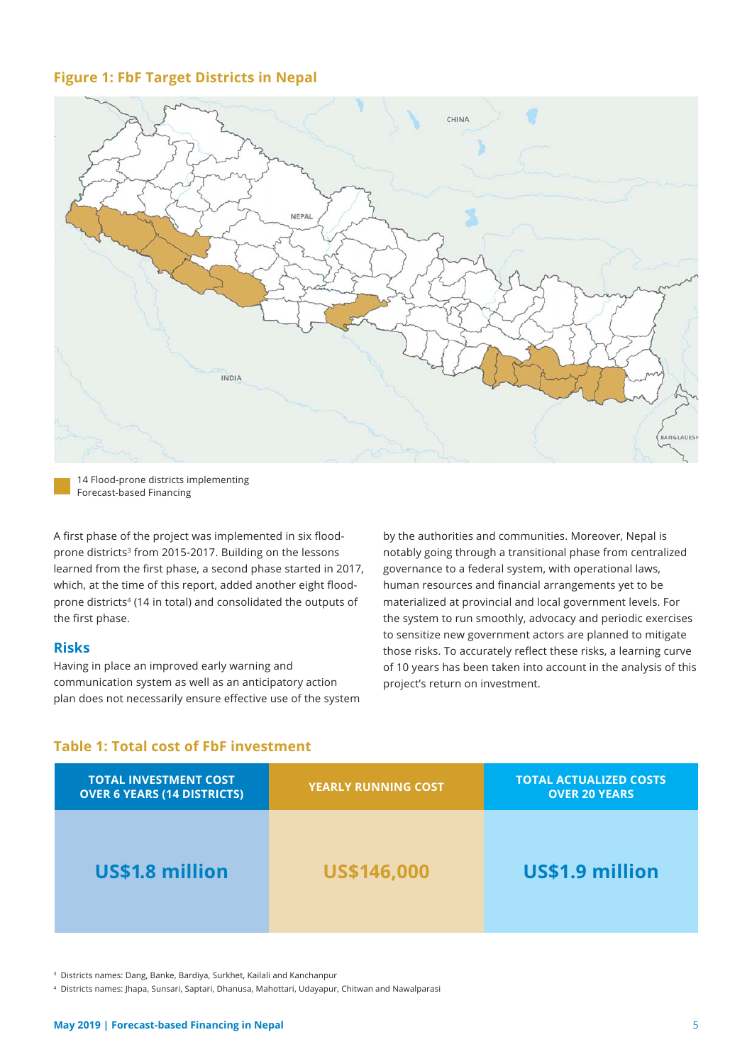## Figure 1: FbF Target Districts in Nepal

14 Flood-prone districts implementing Forecast-based Financing

A first phase of the project was implemented in six flood-prone districts[3] from 2015-2017. Building on the lessons learned from the first phase, a second phase started in 2017, which, at the time of this report, added another eight flood-prone districts[4] (14 in total) and consolidated the outputs of the first phase.

### Risks

Having in place an improved early warning and communication system as well as an anticipatory action plan does not necessarily ensure effective use of the system by the authorities and communities. Moreover, Nepal is notably going through a transitional phase from centralized governance to a federal system, with operational laws, human resources and financial arrangements yet to be materialized at provincial and local government levels. For the system to run smoothly, advocacy and periodic exercises to sensitize new government actors are planned to mitigate those risks. To accurately reflect these risks, a learning curve of 10 years has been taken into account in the analysis of this project's return on investment.

## Table 1: Total cost of FbF investment

| TOTAL INVESTMENT COST OVER 6 YEARS (14 DISTRICTS) | YEARLY RUNNING COST | TOTAL ACTUALIZED COSTS OVER 20 YEARS |
|---|---|---|
| **US$1.8 million** | **US$146,000** | **US$1.9 million** |

[3] Districts names: Dang, Banke, Bardiya, Surkhet, Kailali and Kanchanpur

[4] Districts names: Jhapa, Sunsari, Saptari, Dhanusa, Mahottari, Udayapur, Chitwan and Nawalparasi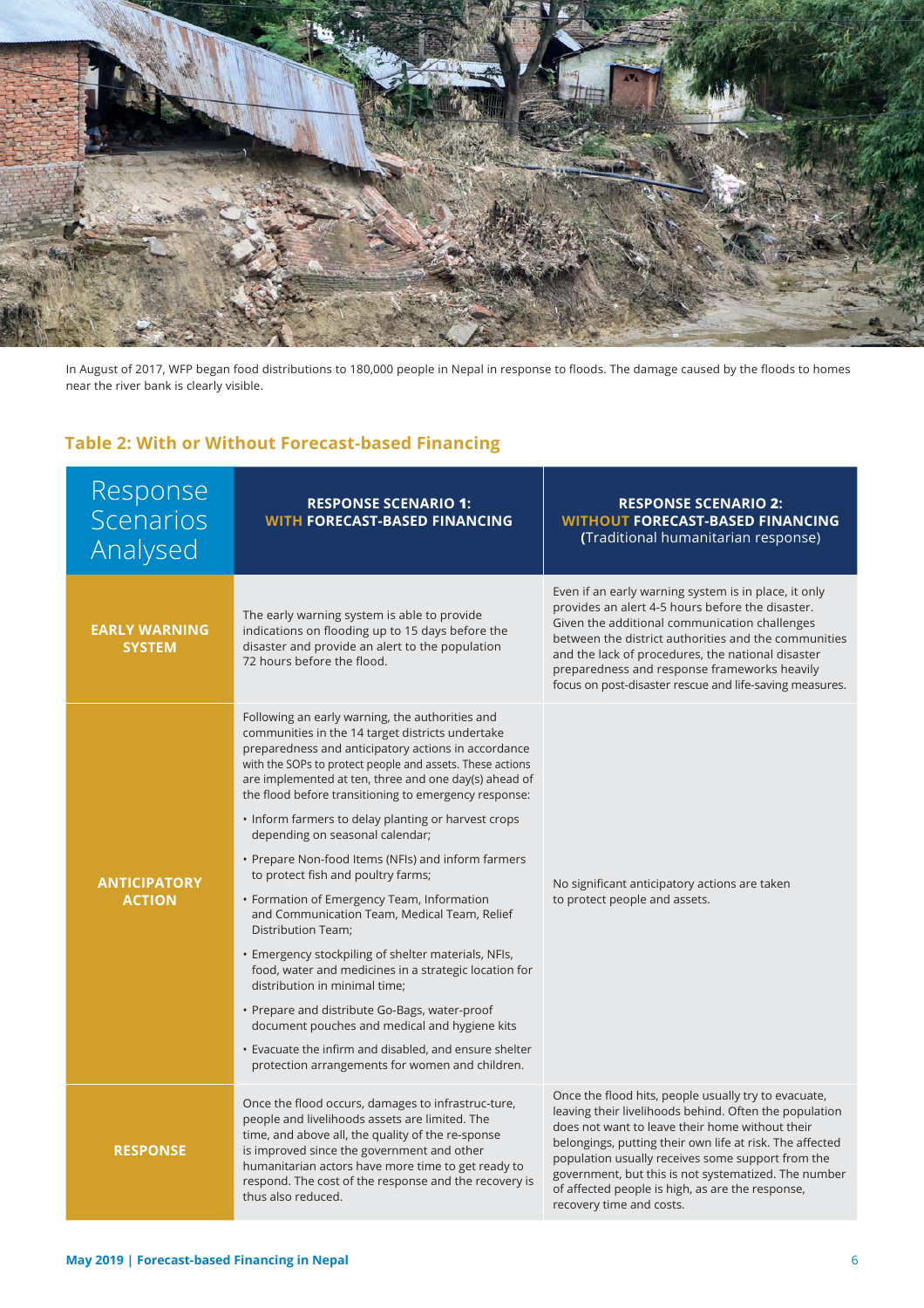In August of 2017, WFP began food distributions to 180,000 people in Nepal in response to floods. The damage caused by the floods to homes near the river bank is clearly visible.

### Table 2: With or Without Forecast-based Financing

| Response Scenarios Analysed | RESPONSE SCENARIO 1: WITH FORECAST-BASED FINANCING | RESPONSE SCENARIO 2: WITHOUT FORECAST-BASED FINANCING (Traditional humanitarian response) |
|---|---|---|
| **EARLY WARNING SYSTEM** | The early warning system is able to provide indications on flooding up to 15 days before the disaster and provide an alert to the population 72 hours before the flood. | Even if an early warning system is in place, it only provides an alert 4-5 hours before the disaster. Given the additional communication challenges between the district authorities and the communities and the lack of procedures, the national disaster preparedness and response frameworks heavily focus on post-disaster rescue and life-saving measures. |
| **ANTICIPATORY ACTION** | Following an early warning, the authorities and communities in the 14 target districts undertake preparedness and anticipatory actions in accordance with the SOPs to protect people and assets. These actions are implemented at ten, three and one day(s) ahead of the flood before transitioning to emergency response:<br>• Inform farmers to delay planting or harvest crops depending on seasonal calendar;<br>• Prepare Non-food Items (NFIs) and inform farmers to protect fish and poultry farms;<br>• Formation of Emergency Team, Information and Communication Team, Medical Team, Relief Distribution Team;<br>• Emergency stockpiling of shelter materials, NFIs, food, water and medicines in a strategic location for distribution in minimal time;<br>• Prepare and distribute Go-Bags, water-proof document pouches and medical and hygiene kits<br>• Evacuate the infirm and disabled, and ensure shelter protection arrangements for women and children. | No significant anticipatory actions are taken to protect people and assets. |
| **RESPONSE** | Once the flood occurs, damages to infrastruc-ture, people and livelihoods assets are limited. The time, and above all, the quality of the re-sponse is improved since the government and other humanitarian actors have more time to get ready to respond. The cost of the response and the recovery is thus also reduced. | Once the flood hits, people usually try to evacuate, leaving their livelihoods behind. Often the population does not want to leave their home without their belongings, putting their own life at risk. The affected population usually receives some support from the government, but this is not systematized. The number of affected people is high, as are the response, recovery time and costs. |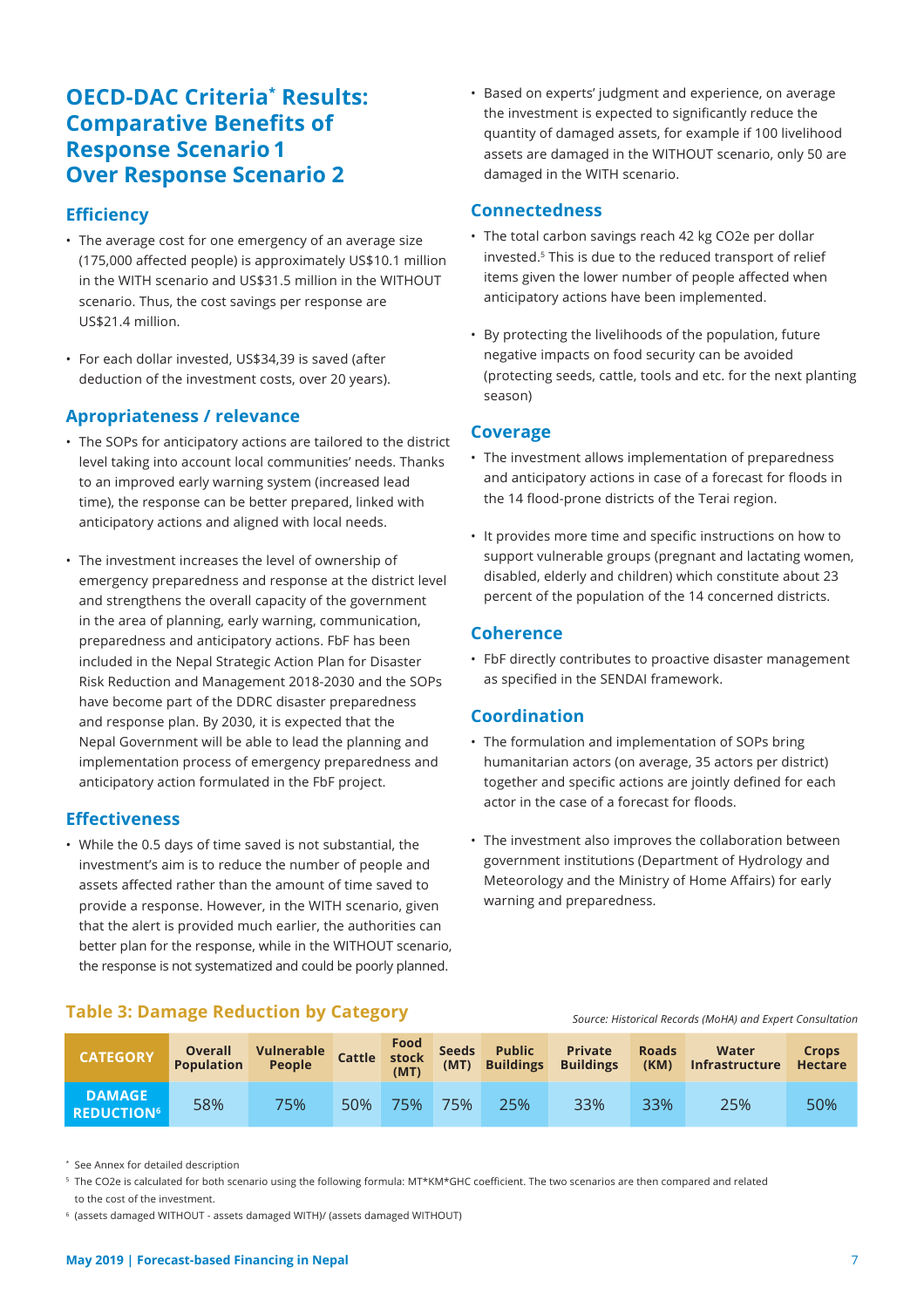# OECD-DAC Criteria* Results: Comparative Benefits of Response Scenario 1 Over Response Scenario 2

## Efficiency

- The average cost for one emergency of an average size (175,000 affected people) is approximately US$10.1 million in the WITH scenario and US$31.5 million in the WITHOUT scenario. Thus, the cost savings per response are US$21.4 million.
- For each dollar invested, US$34,39 is saved (after deduction of the investment costs, over 20 years).

## Apropriateness / relevance

- The SOPs for anticipatory actions are tailored to the district level taking into account local communities' needs. Thanks to an improved early warning system (increased lead time), the response can be better prepared, linked with anticipatory actions and aligned with local needs.
- The investment increases the level of ownership of emergency preparedness and response at the district level and strengthens the overall capacity of the government in the area of planning, early warning, communication, preparedness and anticipatory actions. FbF has been included in the Nepal Strategic Action Plan for Disaster Risk Reduction and Management 2018-2030 and the SOPs have become part of the DDRC disaster preparedness and response plan. By 2030, it is expected that the Nepal Government will be able to lead the planning and implementation process of emergency preparedness and anticipatory action formulated in the FbF project.

## Effectiveness

- While the 0.5 days of time saved is not substantial, the investment's aim is to reduce the number of people and assets affected rather than the amount of time saved to provide a response. However, in the WITH scenario, given that the alert is provided much earlier, the authorities can better plan for the response, while in the WITHOUT scenario, the response is not systematized and could be poorly planned.
- Based on experts' judgment and experience, on average the investment is expected to significantly reduce the quantity of damaged assets, for example if 100 livelihood assets are damaged in the WITHOUT scenario, only 50 are damaged in the WITH scenario.

## Connectedness

- The total carbon savings reach 42 kg CO2e per dollar invested.[5] This is due to the reduced transport of relief items given the lower number of people affected when anticipatory actions have been implemented.
- By protecting the livelihoods of the population, future negative impacts on food security can be avoided (protecting seeds, cattle, tools and etc. for the next planting season)

## Coverage

- The investment allows implementation of preparedness and anticipatory actions in case of a forecast for floods in the 14 flood-prone districts of the Terai region.
- It provides more time and specific instructions on how to support vulnerable groups (pregnant and lactating women, disabled, elderly and children) which constitute about 23 percent of the population of the 14 concerned districts.

## Coherence

- FbF directly contributes to proactive disaster management as specified in the SENDAI framework.

## Coordination

- The formulation and implementation of SOPs bring humanitarian actors (on average, 35 actors per district) together and specific actions are jointly defined for each actor in the case of a forecast for floods.
- The investment also improves the collaboration between government institutions (Department of Hydrology and Meteorology and the Ministry of Home Affairs) for early warning and preparedness.

## Table 3: Damage Reduction by Category

*Source: Historical Records (MoHA) and Expert Consultation*

| CATEGORY | Overall Population | Vulnerable People | Cattle | Food stock (MT) | Seeds (MT) | Public Buildings | Private Buildings | Roads (KM) | Water Infrastructure | Crops Hectare |
|---|---|---|---|---|---|---|---|---|---|---|
| DAMAGE REDUCTION[6] | 58% | 75% | 50% | 75% | 75% | 25% | 33% | 33% | 25% | 50% |

\* See Annex for detailed description

[5] The CO2e is calculated for both scenario using the following formula: MT*KM*GHC coefficient. The two scenarios are then compared and related to the cost of the investment.

[6] (assets damaged WITHOUT - assets damaged WITH)/ (assets damaged WITHOUT)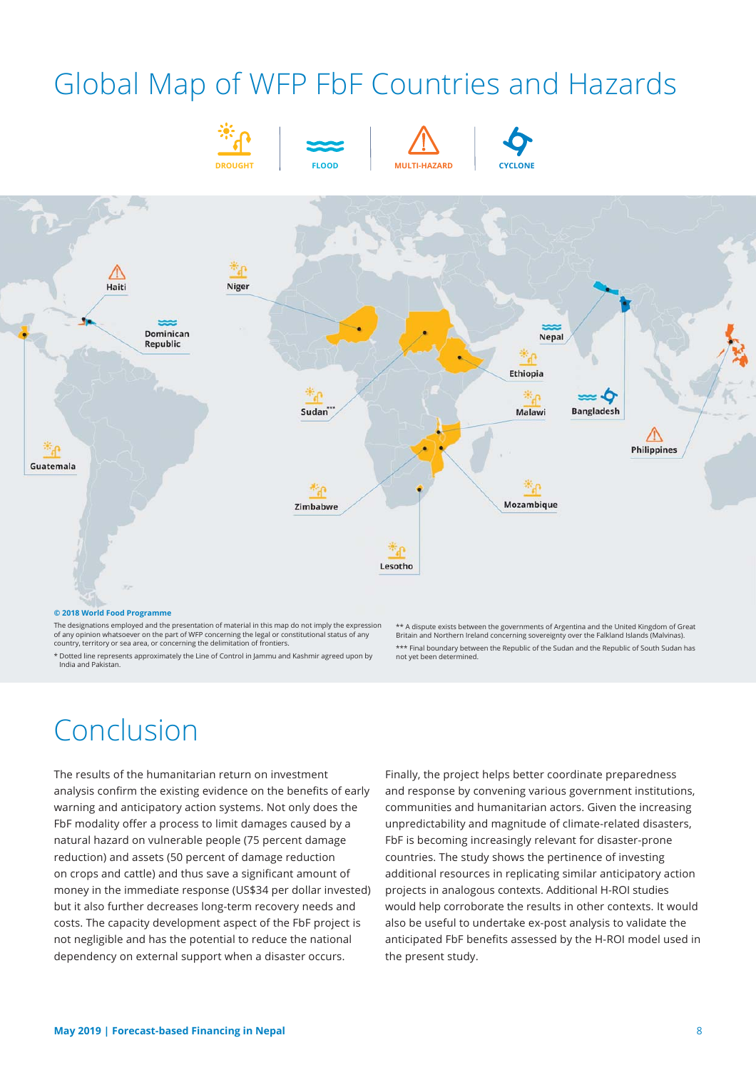# Global Map of WFP FbF Countries and Hazards

DROUGHT | FLOOD | MULTI-HAZARD | CYCLONE

Haiti — Niger — Dominican Republic — Nepal — Ethiopia — Sudan*** — Malawi — Bangladesh — Guatemala — Philippines — Zimbabwe — Mozambique — Lesotho

**© 2018 World Food Programme**

The designations employed and the presentation of material in this map do not imply the expression of any opinion whatsoever on the part of WFP concerning the legal or constitutional status of any country, territory or sea area, or concerning the delimitation of frontiers.

* Dotted line represents approximately the Line of Control in Jammu and Kashmir agreed upon by India and Pakistan.

** A dispute exists between the governments of Argentina and the United Kingdom of Great Britain and Northern Ireland concerning sovereignty over the Falkland Islands (Malvinas).

*** Final boundary between the Republic of the Sudan and the Republic of South Sudan has not yet been determined.

# Conclusion

The results of the humanitarian return on investment analysis confirm the existing evidence on the benefits of early warning and anticipatory action systems. Not only does the FbF modality offer a process to limit damages caused by a natural hazard on vulnerable people (75 percent damage reduction) and assets (50 percent of damage reduction on crops and cattle) and thus save a significant amount of money in the immediate response (US$34 per dollar invested) but it also further decreases long-term recovery needs and costs. The capacity development aspect of the FbF project is not negligible and has the potential to reduce the national dependency on external support when a disaster occurs.

Finally, the project helps better coordinate preparedness and response by convening various government institutions, communities and humanitarian actors. Given the increasing unpredictability and magnitude of climate-related disasters, FbF is becoming increasingly relevant for disaster-prone countries. The study shows the pertinence of investing additional resources in replicating similar anticipatory action projects in analogous contexts. Additional H-ROI studies would help corroborate the results in other contexts. It would also be useful to undertake ex-post analysis to validate the anticipated FbF benefits assessed by the H-ROI model used in the present study.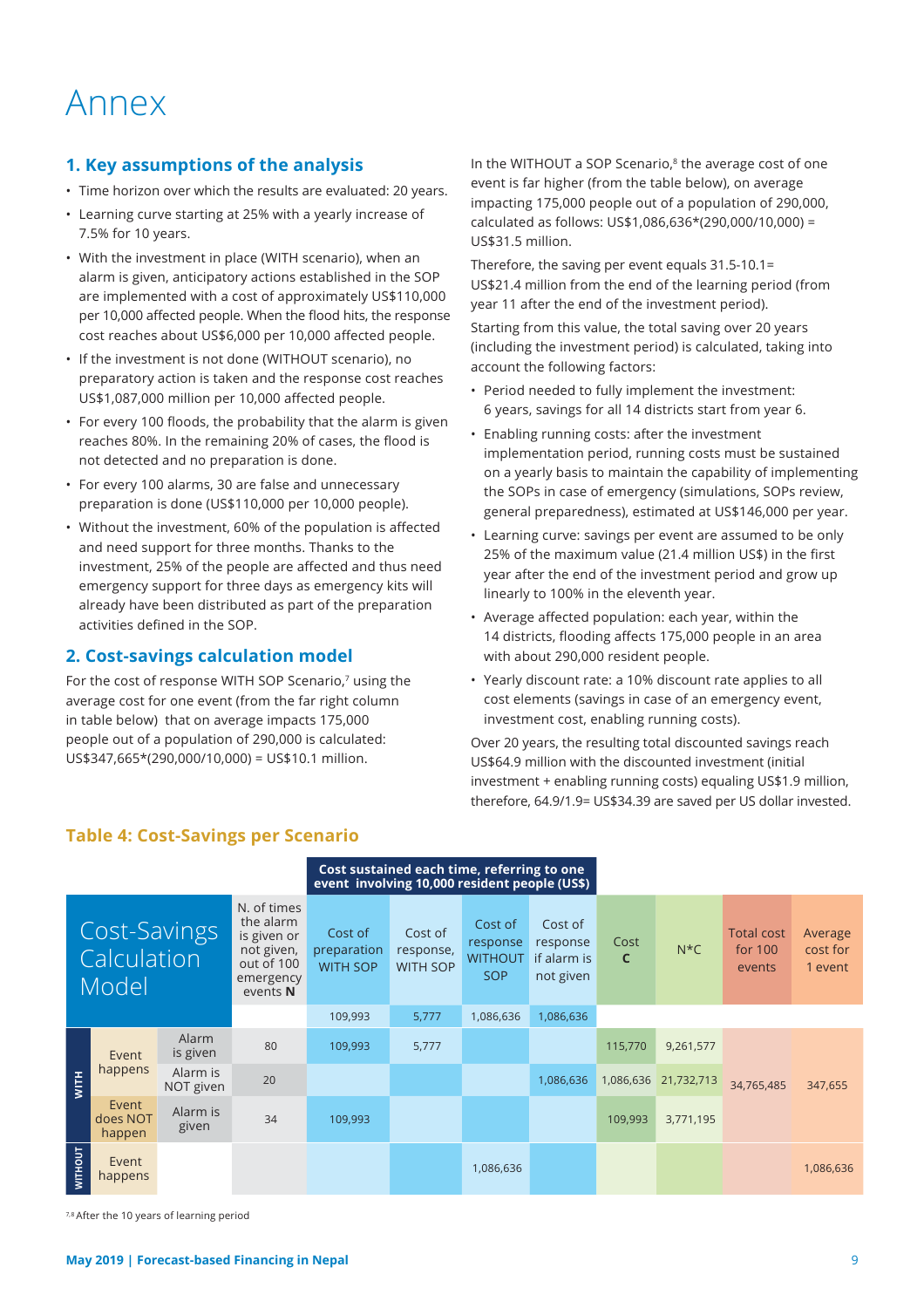# Annex

## 1. Key assumptions of the analysis

- Time horizon over which the results are evaluated: 20 years.
- Learning curve starting at 25% with a yearly increase of 7.5% for 10 years.
- With the investment in place (WITH scenario), when an alarm is given, anticipatory actions established in the SOP are implemented with a cost of approximately US$110,000 per 10,000 affected people. When the flood hits, the response cost reaches about US$6,000 per 10,000 affected people.
- If the investment is not done (WITHOUT scenario), no preparatory action is taken and the response cost reaches US$1,087,000 million per 10,000 affected people.
- For every 100 floods, the probability that the alarm is given reaches 80%. In the remaining 20% of cases, the flood is not detected and no preparation is done.
- For every 100 alarms, 30 are false and unnecessary preparation is done (US$110,000 per 10,000 people).
- Without the investment, 60% of the population is affected and need support for three months. Thanks to the investment, 25% of the people are affected and thus need emergency support for three days as emergency kits will already have been distributed as part of the preparation activities defined in the SOP.

## 2. Cost-savings calculation model

For the cost of response WITH SOP Scenario,[7] using the average cost for one event (from the far right column in table below) that on average impacts 175,000 people out of a population of 290,000 is calculated: US$347,665*(290,000/10,000) = US$10.1 million.

In the WITHOUT a SOP Scenario,[8] the average cost of one event is far higher (from the table below), on average impacting 175,000 people out of a population of 290,000, calculated as follows: US$1,086,636*(290,000/10,000) = US$31.5 million.

Therefore, the saving per event equals 31.5-10.1= US$21.4 million from the end of the learning period (from year 11 after the end of the investment period).

Starting from this value, the total saving over 20 years (including the investment period) is calculated, taking into account the following factors:

- Period needed to fully implement the investment: 6 years, savings for all 14 districts start from year 6.
- Enabling running costs: after the investment implementation period, running costs must be sustained on a yearly basis to maintain the capability of implementing the SOPs in case of emergency (simulations, SOPs review, general preparedness), estimated at US$146,000 per year.
- Learning curve: savings per event are assumed to be only 25% of the maximum value (21.4 million US$) in the first year after the end of the investment period and grow up linearly to 100% in the eleventh year.
- Average affected population: each year, within the 14 districts, flooding affects 175,000 people in an area with about 290,000 resident people.
- Yearly discount rate: a 10% discount rate applies to all cost elements (savings in case of an emergency event, investment cost, enabling running costs).

Over 20 years, the resulting total discounted savings reach US$64.9 million with the discounted investment (initial investment + enabling running costs) equaling US$1.9 million, therefore, 64.9/1.9= US$34.39 are saved per US dollar invested.

### Table 4: Cost-Savings per Scenario

| Cost-Savings Calculation Model | | | N. of times the alarm is given or not given, out of 100 emergency events **N** | Cost sustained each time, referring to one event involving 10,000 resident people (US$) | | | | Cost **C** | N*C | Total cost for 100 events | Average cost for 1 event |
|---|---|---|---|---|---|---|---|---|---|---|---|
| | | | | Cost of preparation WITH SOP | Cost of response, WITH SOP | Cost of response WITHOUT SOP | Cost of response if alarm is not given | | | | |
| | | | | 109,993 | 5,777 | 1,086,636 | 1,086,636 | | | | |
| WITH | Event happens | Alarm is given | 80 | 109,993 | 5,777 | | | 115,770 | 9,261,577 | 34,765,485 | 347,655 |
| | | Alarm is NOT given | 20 | | | | 1,086,636 | 1,086,636 | 21,732,713 | | |
| | Event does NOT happen | Alarm is given | 34 | 109,993 | | | | 109,993 | 3,771,195 | | |
| WITHOUT | Event happens | | | | | 1,086,636 | | | | | 1,086,636 |

[7,8] After the 10 years of learning period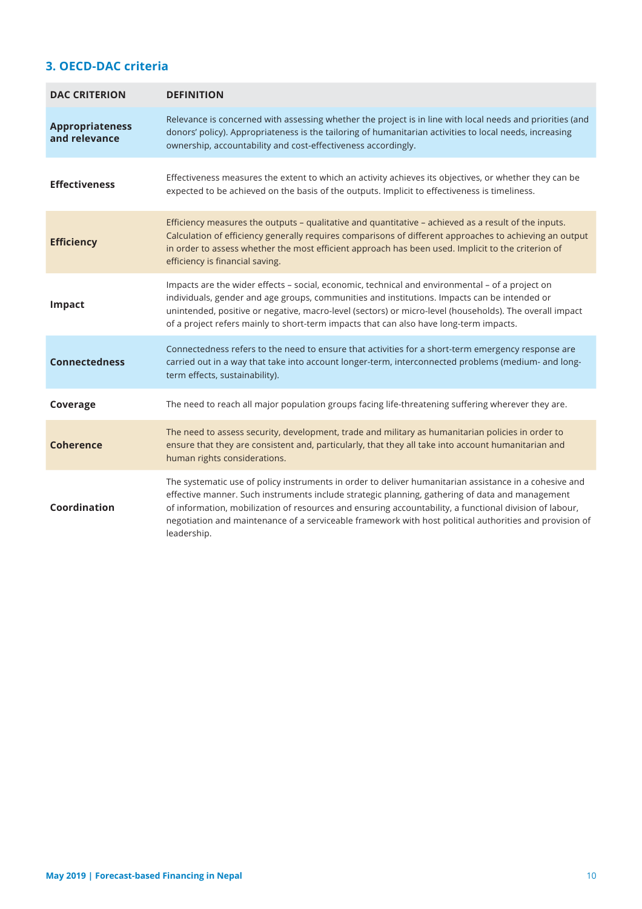## 3. OECD-DAC criteria

| DAC CRITERION | DEFINITION |
|---|---|
| **Appropriateness and relevance** | Relevance is concerned with assessing whether the project is in line with local needs and priorities (and donors' policy). Appropriateness is the tailoring of humanitarian activities to local needs, increasing ownership, accountability and cost-effectiveness accordingly. |
| **Effectiveness** | Effectiveness measures the extent to which an activity achieves its objectives, or whether they can be expected to be achieved on the basis of the outputs. Implicit to effectiveness is timeliness. |
| **Efficiency** | Efficiency measures the outputs – qualitative and quantitative – achieved as a result of the inputs. Calculation of efficiency generally requires comparisons of different approaches to achieving an output in order to assess whether the most efficient approach has been used. Implicit to the criterion of efficiency is financial saving. |
| **Impact** | Impacts are the wider effects – social, economic, technical and environmental – of a project on individuals, gender and age groups, communities and institutions. Impacts can be intended or unintended, positive or negative, macro-level (sectors) or micro-level (households). The overall impact of a project refers mainly to short-term impacts that can also have long-term impacts. |
| **Connectedness** | Connectedness refers to the need to ensure that activities for a short-term emergency response are carried out in a way that take into account longer-term, interconnected problems (medium- and long-term effects, sustainability). |
| **Coverage** | The need to reach all major population groups facing life-threatening suffering wherever they are. |
| **Coherence** | The need to assess security, development, trade and military as humanitarian policies in order to ensure that they are consistent and, particularly, that they all take into account humanitarian and human rights considerations. |
| **Coordination** | The systematic use of policy instruments in order to deliver humanitarian assistance in a cohesive and effective manner. Such instruments include strategic planning, gathering of data and management of information, mobilization of resources and ensuring accountability, a functional division of labour, negotiation and maintenance of a serviceable framework with host political authorities and provision of leadership. |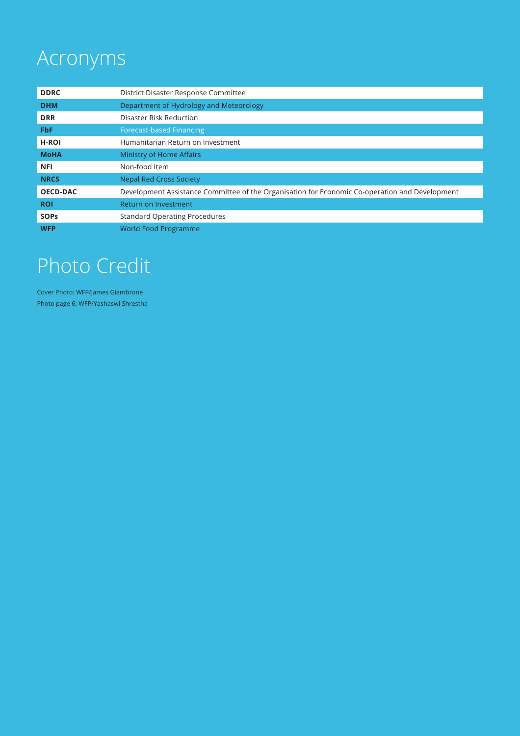# Acronyms

| | |
|---|---|
| **DDRC** | District Disaster Response Committee |
| **DHM** | Department of Hydrology and Meteorology |
| **DRR** | Disaster Risk Reduction |
| **FbF** | Forecast-based Financing |
| **H-ROI** | Humanitarian Return on Investment |
| **MoHA** | Ministry of Home Affairs |
| **NFI** | Non-food Item |
| **NRCS** | Nepal Red Cross Society |
| **OECD-DAC** | Development Assistance Committee of the Organisation for Economic Co-operation and Development |
| **ROI** | Return on Investment |
| **SOPs** | Standard Operating Procedures |
| **WFP** | World Food Programme |

# Photo Credit

Cover Photo: WFP/James Giambrone
Photo page 6: WFP/Yashaswi Shrestha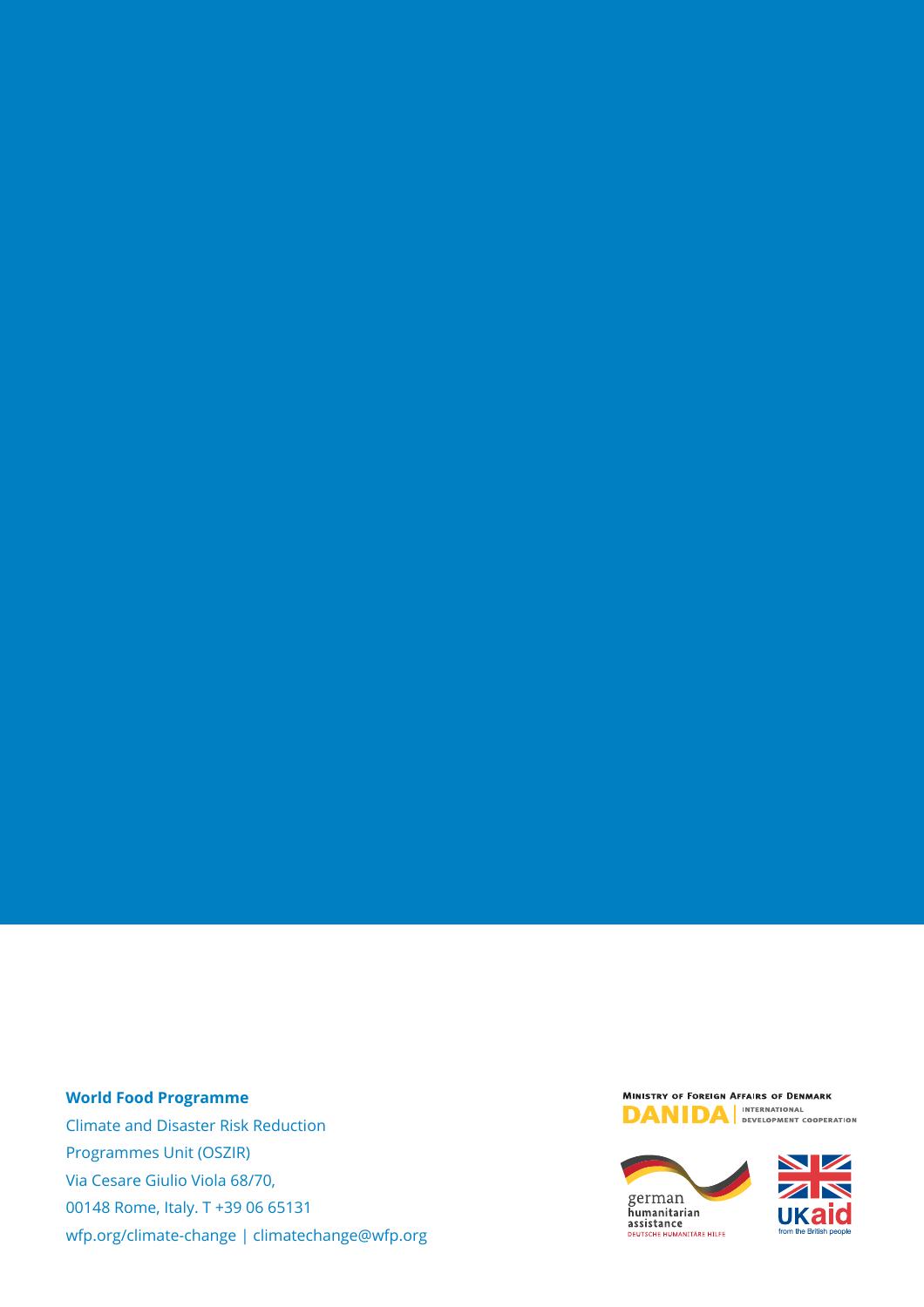**World Food Programme**

Climate and Disaster Risk Reduction Programmes Unit (OSZIR)
Via Cesare Giulio Viola 68/70,
00148 Rome, Italy. T +39 06 65131
wfp.org/climate-change | climatechange@wfp.org

MINISTRY OF FOREIGN AFFAIRS OF DENMARK
DANIDA | INTERNATIONAL DEVELOPMENT COOPERATION

german humanitarian assistance
DEUTSCHE HUMANITÄRE HILFE

UKaid
from the British people